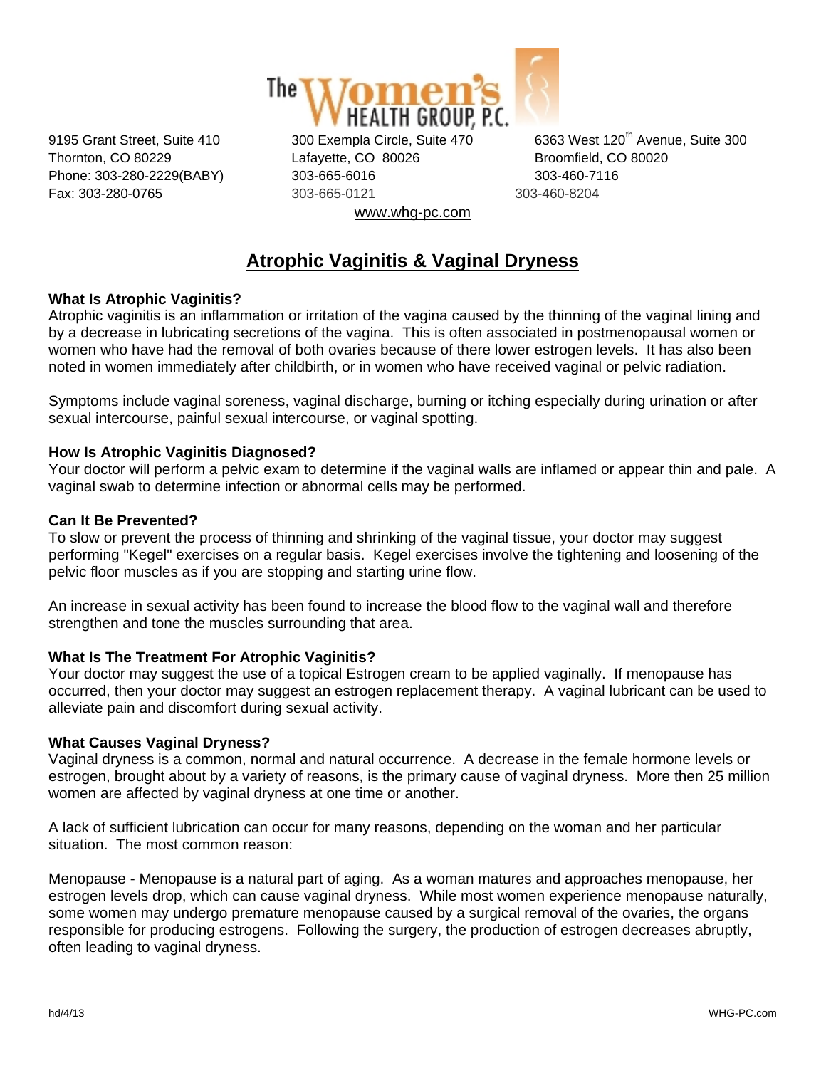The Women's HEALTH GROUP, P.C.

9195 Grant Street, Suite 410
Thornton, CO 80229
Phone: 303-280-2229(BABY)
Fax: 303-280-0765

300 Exempla Circle, Suite 470
Lafayette, CO 80026
303-665-6016
303-665-0121

6363 West 120th Avenue, Suite 300
Broomfield, CO 80020
303-460-7116
303-460-8204

www.whg-pc.com

---

# Atrophic Vaginitis & Vaginal Dryness

**What Is Atrophic Vaginitis?**
Atrophic vaginitis is an inflammation or irritation of the vagina caused by the thinning of the vaginal lining and by a decrease in lubricating secretions of the vagina. This is often associated in postmenopausal women or women who have had the removal of both ovaries because of there lower estrogen levels. It has also been noted in women immediately after childbirth, or in women who have received vaginal or pelvic radiation.

Symptoms include vaginal soreness, vaginal discharge, burning or itching especially during urination or after sexual intercourse, painful sexual intercourse, or vaginal spotting.

**How Is Atrophic Vaginitis Diagnosed?**
Your doctor will perform a pelvic exam to determine if the vaginal walls are inflamed or appear thin and pale. A vaginal swab to determine infection or abnormal cells may be performed.

**Can It Be Prevented?**
To slow or prevent the process of thinning and shrinking of the vaginal tissue, your doctor may suggest performing "Kegel" exercises on a regular basis. Kegel exercises involve the tightening and loosening of the pelvic floor muscles as if you are stopping and starting urine flow.

An increase in sexual activity has been found to increase the blood flow to the vaginal wall and therefore strengthen and tone the muscles surrounding that area.

**What Is The Treatment For Atrophic Vaginitis?**
Your doctor may suggest the use of a topical Estrogen cream to be applied vaginally. If menopause has occurred, then your doctor may suggest an estrogen replacement therapy. A vaginal lubricant can be used to alleviate pain and discomfort during sexual activity.

**What Causes Vaginal Dryness?**
Vaginal dryness is a common, normal and natural occurrence. A decrease in the female hormone levels or estrogen, brought about by a variety of reasons, is the primary cause of vaginal dryness. More then 25 million women are affected by vaginal dryness at one time or another.

A lack of sufficient lubrication can occur for many reasons, depending on the woman and her particular situation. The most common reason:

Menopause - Menopause is a natural part of aging. As a woman matures and approaches menopause, her estrogen levels drop, which can cause vaginal dryness. While most women experience menopause naturally, some women may undergo premature menopause caused by a surgical removal of the ovaries, the organs responsible for producing estrogens. Following the surgery, the production of estrogen decreases abruptly, often leading to vaginal dryness.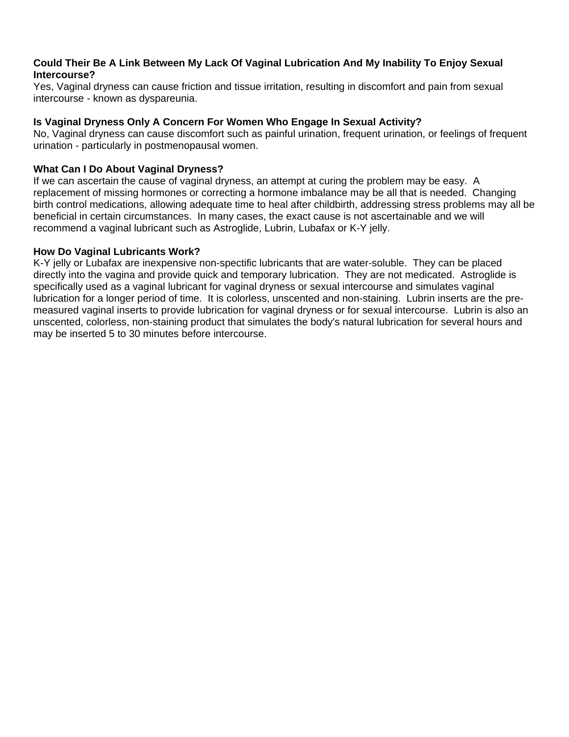**Could Their Be A Link Between My Lack Of Vaginal Lubrication And My Inability To Enjoy Sexual Intercourse?**

Yes, Vaginal dryness can cause friction and tissue irritation, resulting in discomfort and pain from sexual intercourse - known as dyspareunia.

**Is Vaginal Dryness Only A Concern For Women Who Engage In Sexual Activity?**

No, Vaginal dryness can cause discomfort such as painful urination, frequent urination, or feelings of frequent urination - particularly in postmenopausal women.

**What Can I Do About Vaginal Dryness?**

If we can ascertain the cause of vaginal dryness, an attempt at curing the problem may be easy. A replacement of missing hormones or correcting a hormone imbalance may be all that is needed. Changing birth control medications, allowing adequate time to heal after childbirth, addressing stress problems may all be beneficial in certain circumstances. In many cases, the exact cause is not ascertainable and we will recommend a vaginal lubricant such as Astroglide, Lubrin, Lubafax or K-Y jelly.

**How Do Vaginal Lubricants Work?**

K-Y jelly or Lubafax are inexpensive non-spectific lubricants that are water-soluble. They can be placed directly into the vagina and provide quick and temporary lubrication. They are not medicated. Astroglide is specifically used as a vaginal lubricant for vaginal dryness or sexual intercourse and simulates vaginal lubrication for a longer period of time. It is colorless, unscented and non-staining. Lubrin inserts are the pre-measured vaginal inserts to provide lubrication for vaginal dryness or for sexual intercourse. Lubrin is also an unscented, colorless, non-staining product that simulates the body's natural lubrication for several hours and may be inserted 5 to 30 minutes before intercourse.